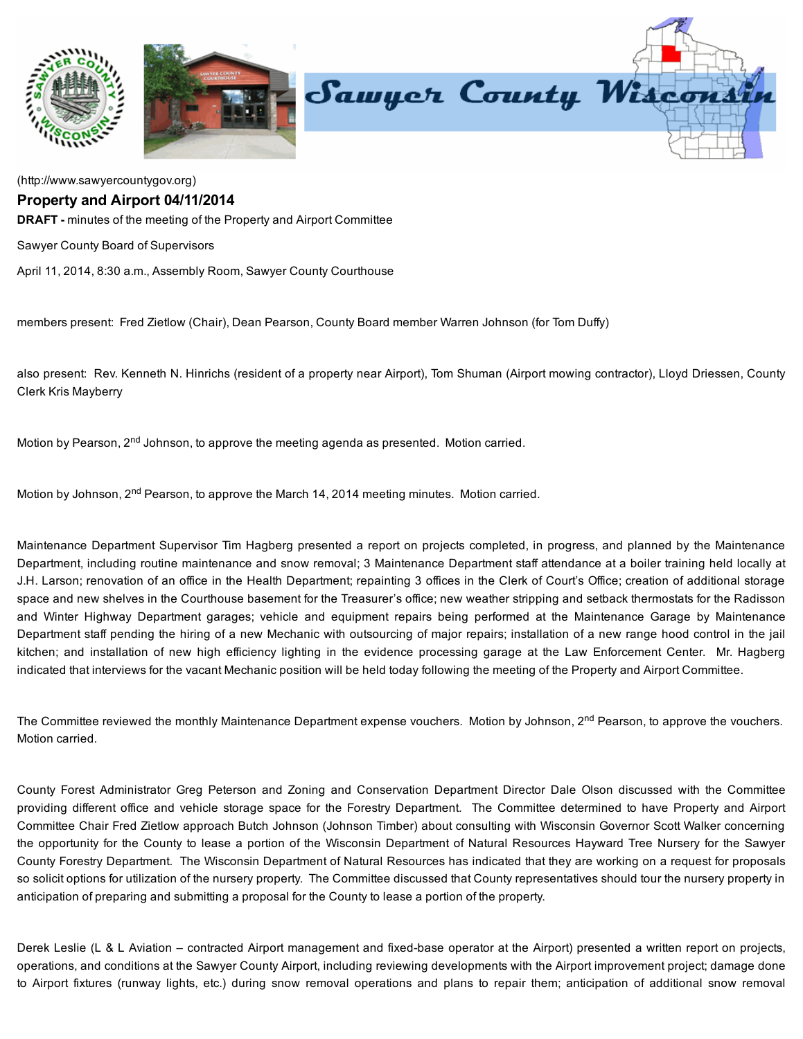(http://www.sawyercountygov.org)

## Property and Airport 04/11/2014

**DRAFT -** minutes of the meeting of the Property and Airport Committee

Sawyer County Board of Supervisors

April 11, 2014, 8:30 a.m., Assembly Room, Sawyer County Courthouse

members present: Fred Zietlow (Chair), Dean Pearson, County Board member Warren Johnson (for Tom Duffy)

also present: Rev. Kenneth N. Hinrichs (resident of a property near Airport), Tom Shuman (Airport mowing contractor), Lloyd Driessen, County Clerk Kris Mayberry

Motion by Pearson, 2nd Johnson, to approve the meeting agenda as presented. Motion carried.

Motion by Johnson, 2nd Pearson, to approve the March 14, 2014 meeting minutes. Motion carried.

Maintenance Department Supervisor Tim Hagberg presented a report on projects completed, in progress, and planned by the Maintenance Department, including routine maintenance and snow removal; 3 Maintenance Department staff attendance at a boiler training held locally at J.H. Larson; renovation of an office in the Health Department; repainting 3 offices in the Clerk of Court's Office; creation of additional storage space and new shelves in the Courthouse basement for the Treasurer's office; new weather stripping and setback thermostats for the Radisson and Winter Highway Department garages; vehicle and equipment repairs being performed at the Maintenance Garage by Maintenance Department staff pending the hiring of a new Mechanic with outsourcing of major repairs; installation of a new range hood control in the jail kitchen; and installation of new high efficiency lighting in the evidence processing garage at the Law Enforcement Center. Mr. Hagberg indicated that interviews for the vacant Mechanic position will be held today following the meeting of the Property and Airport Committee.

The Committee reviewed the monthly Maintenance Department expense vouchers. Motion by Johnson, 2nd Pearson, to approve the vouchers. Motion carried.

County Forest Administrator Greg Peterson and Zoning and Conservation Department Director Dale Olson discussed with the Committee providing different office and vehicle storage space for the Forestry Department. The Committee determined to have Property and Airport Committee Chair Fred Zietlow approach Butch Johnson (Johnson Timber) about consulting with Wisconsin Governor Scott Walker concerning the opportunity for the County to lease a portion of the Wisconsin Department of Natural Resources Hayward Tree Nursery for the Sawyer County Forestry Department. The Wisconsin Department of Natural Resources has indicated that they are working on a request for proposals so solicit options for utilization of the nursery property. The Committee discussed that County representatives should tour the nursery property in anticipation of preparing and submitting a proposal for the County to lease a portion of the property.

Derek Leslie (L & L Aviation – contracted Airport management and fixed-base operator at the Airport) presented a written report on projects, operations, and conditions at the Sawyer County Airport, including reviewing developments with the Airport improvement project; damage done to Airport fixtures (runway lights, etc.) during snow removal operations and plans to repair them; anticipation of additional snow removal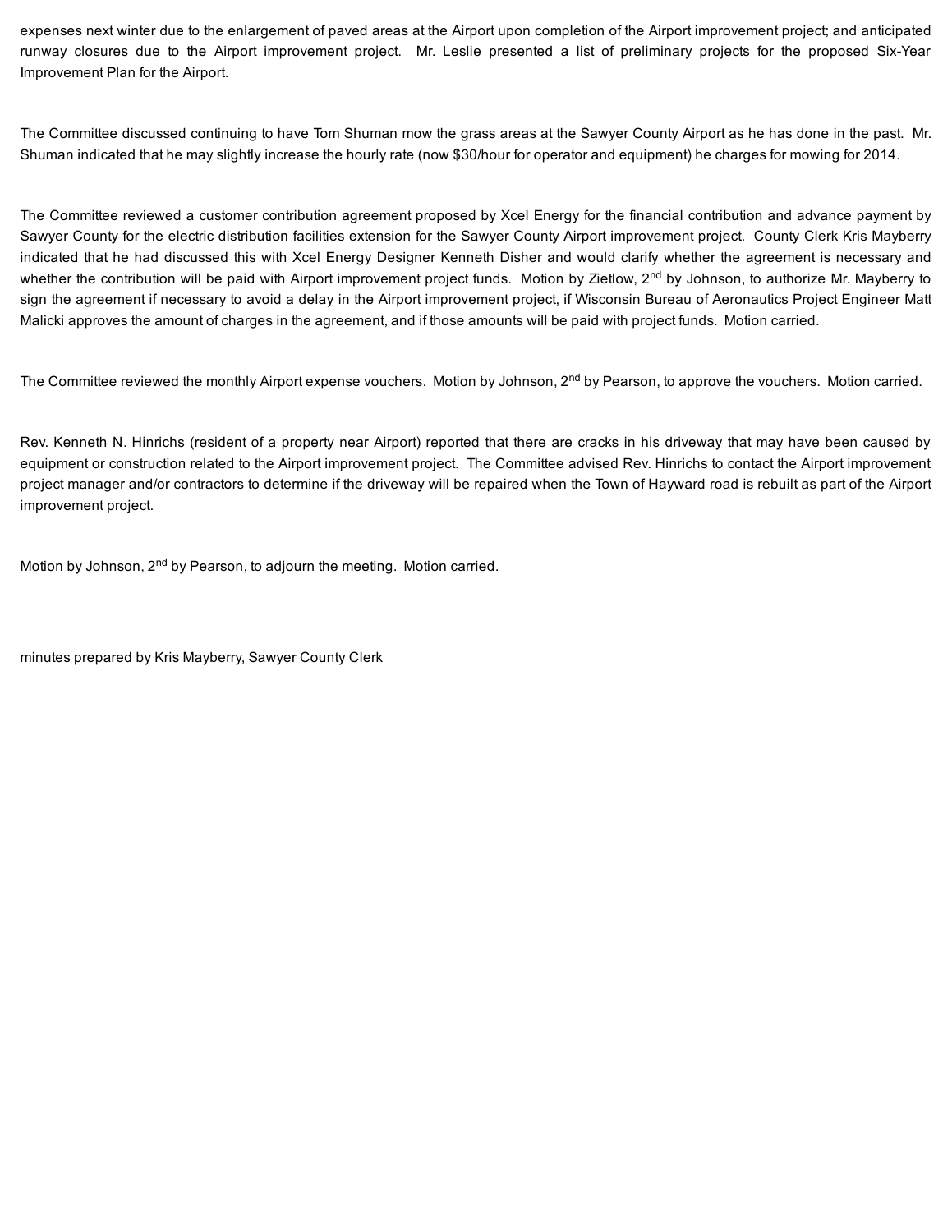expenses next winter due to the enlargement of paved areas at the Airport upon completion of the Airport improvement project; and anticipated runway closures due to the Airport improvement project. Mr. Leslie presented a list of preliminary projects for the proposed Six-Year Improvement Plan for the Airport.

The Committee discussed continuing to have Tom Shuman mow the grass areas at the Sawyer County Airport as he has done in the past. Mr. Shuman indicated that he may slightly increase the hourly rate (now $30/hour for operator and equipment) he charges for mowing for 2014.

The Committee reviewed a customer contribution agreement proposed by Xcel Energy for the financial contribution and advance payment by Sawyer County for the electric distribution facilities extension for the Sawyer County Airport improvement project. County Clerk Kris Mayberry indicated that he had discussed this with Xcel Energy Designer Kenneth Disher and would clarify whether the agreement is necessary and whether the contribution will be paid with Airport improvement project funds. Motion by Zietlow, 2nd by Johnson, to authorize Mr. Mayberry to sign the agreement if necessary to avoid a delay in the Airport improvement project, if Wisconsin Bureau of Aeronautics Project Engineer Matt Malicki approves the amount of charges in the agreement, and if those amounts will be paid with project funds. Motion carried.

The Committee reviewed the monthly Airport expense vouchers. Motion by Johnson, 2nd by Pearson, to approve the vouchers. Motion carried.

Rev. Kenneth N. Hinrichs (resident of a property near Airport) reported that there are cracks in his driveway that may have been caused by equipment or construction related to the Airport improvement project. The Committee advised Rev. Hinrichs to contact the Airport improvement project manager and/or contractors to determine if the driveway will be repaired when the Town of Hayward road is rebuilt as part of the Airport improvement project.

Motion by Johnson, 2nd by Pearson, to adjourn the meeting. Motion carried.

minutes prepared by Kris Mayberry, Sawyer County Clerk